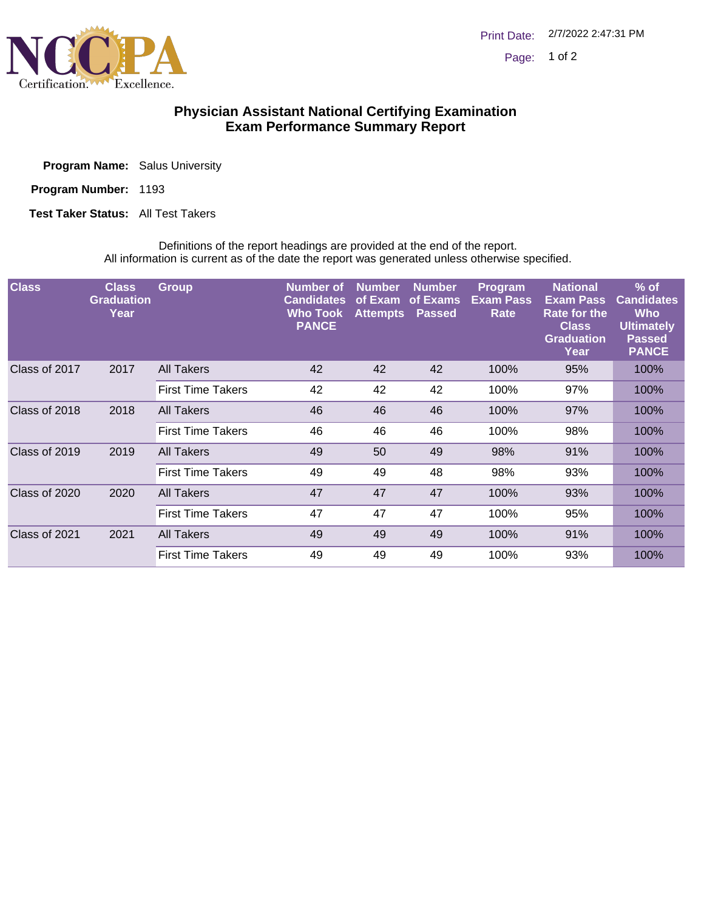# Physician Assistant National Certifying Examination
# Exam Performance Summary Report

**Program Name:** Salus University

**Program Number:** 1193

**Test Taker Status:** All Test Takers

Definitions of the report headings are provided at the end of the report.
All information is current as of the date the report was generated unless otherwise specified.

| Class | Class Graduation Year | Group | Number of Candidates Who Took PANCE | Number of Exam Attempts | Number of Exams Passed | Program Exam Pass Rate | National Exam Pass Rate for the Class Graduation Year | % of Candidates Who Ultimately Passed PANCE |
|---|---|---|---|---|---|---|---|---|
| Class of 2017 | 2017 | All Takers | 42 | 42 | 42 | 100% | 95% | 100% |
| | | First Time Takers | 42 | 42 | 42 | 100% | 97% | 100% |
| Class of 2018 | 2018 | All Takers | 46 | 46 | 46 | 100% | 97% | 100% |
| | | First Time Takers | 46 | 46 | 46 | 100% | 98% | 100% |
| Class of 2019 | 2019 | All Takers | 49 | 50 | 49 | 98% | 91% | 100% |
| | | First Time Takers | 49 | 49 | 48 | 98% | 93% | 100% |
| Class of 2020 | 2020 | All Takers | 47 | 47 | 47 | 100% | 93% | 100% |
| | | First Time Takers | 47 | 47 | 47 | 100% | 95% | 100% |
| Class of 2021 | 2021 | All Takers | 49 | 49 | 49 | 100% | 91% | 100% |
| | | First Time Takers | 49 | 49 | 49 | 100% | 93% | 100% |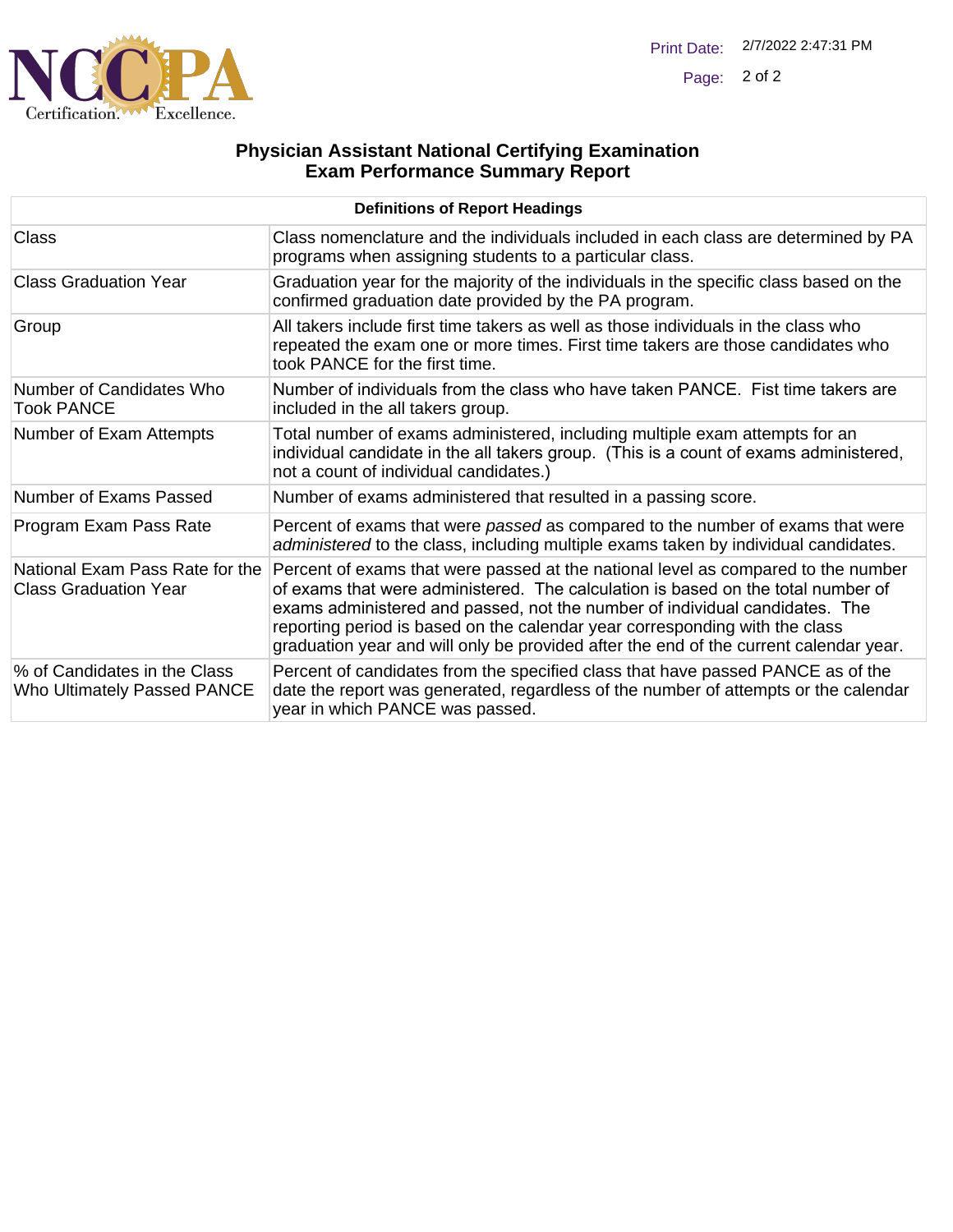## Physician Assistant National Certifying Examination
## Exam Performance Summary Report

| Definitions of Report Headings | |
|---|---|
| Class | Class nomenclature and the individuals included in each class are determined by PA programs when assigning students to a particular class. |
| Class Graduation Year | Graduation year for the majority of the individuals in the specific class based on the confirmed graduation date provided by the PA program. |
| Group | All takers include first time takers as well as those individuals in the class who repeated the exam one or more times. First time takers are those candidates who took PANCE for the first time. |
| Number of Candidates Who Took PANCE | Number of individuals from the class who have taken PANCE. Fist time takers are included in the all takers group. |
| Number of Exam Attempts | Total number of exams administered, including multiple exam attempts for an individual candidate in the all takers group. (This is a count of exams administered, not a count of individual candidates.) |
| Number of Exams Passed | Number of exams administered that resulted in a passing score. |
| Program Exam Pass Rate | Percent of exams that were *passed* as compared to the number of exams that were *administered* to the class, including multiple exams taken by individual candidates. |
| National Exam Pass Rate for the Class Graduation Year | Percent of exams that were passed at the national level as compared to the number of exams that were administered. The calculation is based on the total number of exams administered and passed, not the number of individual candidates. The reporting period is based on the calendar year corresponding with the class graduation year and will only be provided after the end of the current calendar year. |
| % of Candidates in the Class Who Ultimately Passed PANCE | Percent of candidates from the specified class that have passed PANCE as of the date the report was generated, regardless of the number of attempts or the calendar year in which PANCE was passed. |